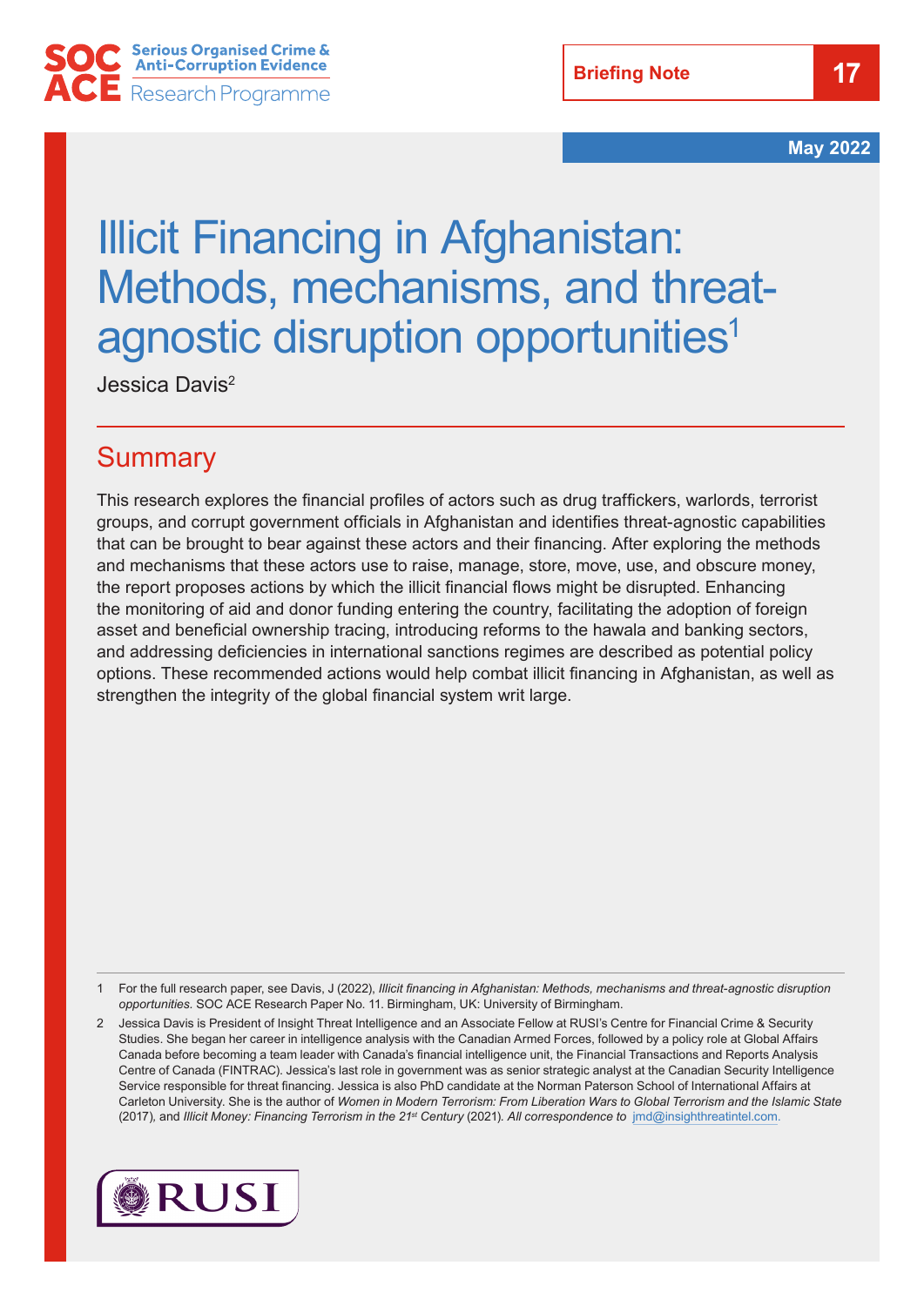Serious Organised Crime & Anti-Corruption Evidence Research Programme

Briefing Note 17

May 2022

# Illicit Financing in Afghanistan: Methods, mechanisms, and threat-agnostic disruption opportunities[1]

Jessica Davis[2]

## Summary

This research explores the financial profiles of actors such as drug traffickers, warlords, terrorist groups, and corrupt government officials in Afghanistan and identifies threat-agnostic capabilities that can be brought to bear against these actors and their financing. After exploring the methods and mechanisms that these actors use to raise, manage, store, move, use, and obscure money, the report proposes actions by which the illicit financial flows might be disrupted. Enhancing the monitoring of aid and donor funding entering the country, facilitating the adoption of foreign asset and beneficial ownership tracing, introducing reforms to the hawala and banking sectors, and addressing deficiencies in international sanctions regimes are described as potential policy options. These recommended actions would help combat illicit financing in Afghanistan, as well as strengthen the integrity of the global financial system writ large.

---

1 For the full research paper, see Davis, J (2022), *Illicit financing in Afghanistan: Methods, mechanisms and threat-agnostic disruption opportunities.* SOC ACE Research Paper No. 11. Birmingham, UK: University of Birmingham.

2 Jessica Davis is President of Insight Threat Intelligence and an Associate Fellow at RUSI's Centre for Financial Crime & Security Studies. She began her career in intelligence analysis with the Canadian Armed Forces, followed by a policy role at Global Affairs Canada before becoming a team leader with Canada's financial intelligence unit, the Financial Transactions and Reports Analysis Centre of Canada (FINTRAC). Jessica's last role in government was as senior strategic analyst at the Canadian Security Intelligence Service responsible for threat financing. Jessica is also PhD candidate at the Norman Paterson School of International Affairs at Carleton University. She is the author of *Women in Modern Terrorism: From Liberation Wars to Global Terrorism and the Islamic State* (2017), and *Illicit Money: Financing Terrorism in the 21st Century* (2021). *All correspondence to* jmd@insightthreatintel.com.

RUSI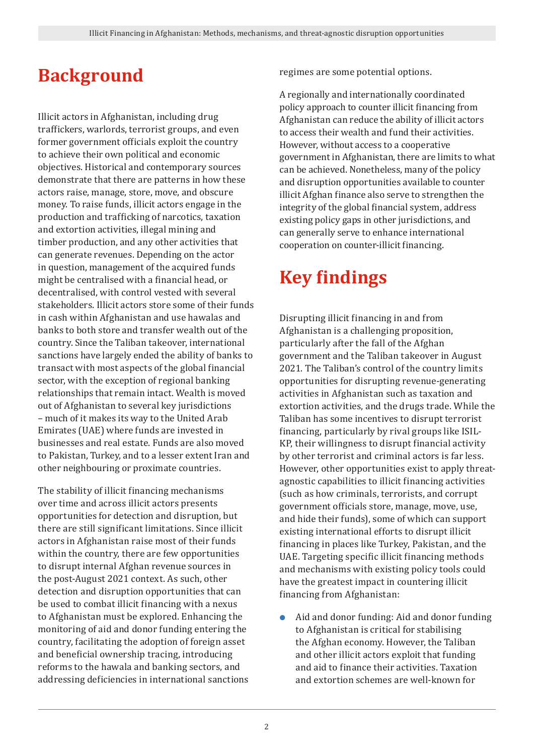# Background

Illicit actors in Afghanistan, including drug traffickers, warlords, terrorist groups, and even former government officials exploit the country to achieve their own political and economic objectives. Historical and contemporary sources demonstrate that there are patterns in how these actors raise, manage, store, move, and obscure money. To raise funds, illicit actors engage in the production and trafficking of narcotics, taxation and extortion activities, illegal mining and timber production, and any other activities that can generate revenues. Depending on the actor in question, management of the acquired funds might be centralised with a financial head, or decentralised, with control vested with several stakeholders. Illicit actors store some of their funds in cash within Afghanistan and use hawalas and banks to both store and transfer wealth out of the country. Since the Taliban takeover, international sanctions have largely ended the ability of banks to transact with most aspects of the global financial sector, with the exception of regional banking relationships that remain intact. Wealth is moved out of Afghanistan to several key jurisdictions – much of it makes its way to the United Arab Emirates (UAE) where funds are invested in businesses and real estate. Funds are also moved to Pakistan, Turkey, and to a lesser extent Iran and other neighbouring or proximate countries.

The stability of illicit financing mechanisms over time and across illicit actors presents opportunities for detection and disruption, but there are still significant limitations. Since illicit actors in Afghanistan raise most of their funds within the country, there are few opportunities to disrupt internal Afghan revenue sources in the post-August 2021 context. As such, other detection and disruption opportunities that can be used to combat illicit financing with a nexus to Afghanistan must be explored. Enhancing the monitoring of aid and donor funding entering the country, facilitating the adoption of foreign asset and beneficial ownership tracing, introducing reforms to the hawala and banking sectors, and addressing deficiencies in international sanctions regimes are some potential options.

A regionally and internationally coordinated policy approach to counter illicit financing from Afghanistan can reduce the ability of illicit actors to access their wealth and fund their activities. However, without access to a cooperative government in Afghanistan, there are limits to what can be achieved. Nonetheless, many of the policy and disruption opportunities available to counter illicit Afghan finance also serve to strengthen the integrity of the global financial system, address existing policy gaps in other jurisdictions, and can generally serve to enhance international cooperation on counter-illicit financing.

# Key findings

Disrupting illicit financing in and from Afghanistan is a challenging proposition, particularly after the fall of the Afghan government and the Taliban takeover in August 2021. The Taliban's control of the country limits opportunities for disrupting revenue-generating activities in Afghanistan such as taxation and extortion activities, and the drugs trade. While the Taliban has some incentives to disrupt terrorist financing, particularly by rival groups like ISIL-KP, their willingness to disrupt financial activity by other terrorist and criminal actors is far less. However, other opportunities exist to apply threat-agnostic capabilities to illicit financing activities (such as how criminals, terrorists, and corrupt government officials store, manage, move, use, and hide their funds), some of which can support existing international efforts to disrupt illicit financing in places like Turkey, Pakistan, and the UAE. Targeting specific illicit financing methods and mechanisms with existing policy tools could have the greatest impact in countering illicit financing from Afghanistan:

- Aid and donor funding: Aid and donor funding to Afghanistan is critical for stabilising the Afghan economy. However, the Taliban and other illicit actors exploit that funding and aid to finance their activities. Taxation and extortion schemes are well-known for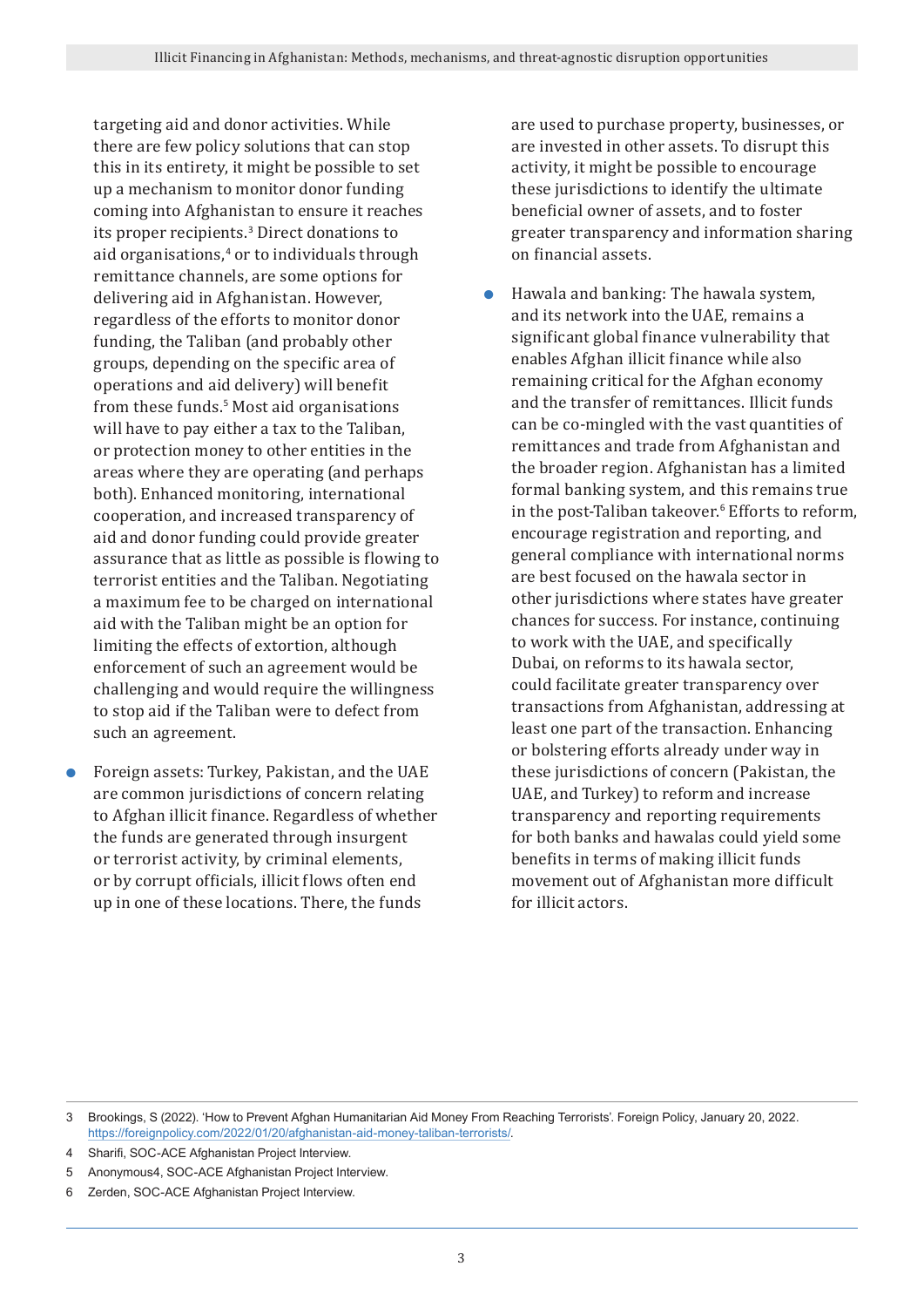targeting aid and donor activities. While there are few policy solutions that can stop this in its entirety, it might be possible to set up a mechanism to monitor donor funding coming into Afghanistan to ensure it reaches its proper recipients.[3] Direct donations to aid organisations,[4] or to individuals through remittance channels, are some options for delivering aid in Afghanistan. However, regardless of the efforts to monitor donor funding, the Taliban (and probably other groups, depending on the specific area of operations and aid delivery) will benefit from these funds.[5] Most aid organisations will have to pay either a tax to the Taliban, or protection money to other entities in the areas where they are operating (and perhaps both). Enhanced monitoring, international cooperation, and increased transparency of aid and donor funding could provide greater assurance that as little as possible is flowing to terrorist entities and the Taliban. Negotiating a maximum fee to be charged on international aid with the Taliban might be an option for limiting the effects of extortion, although enforcement of such an agreement would be challenging and would require the willingness to stop aid if the Taliban were to defect from such an agreement.

- Foreign assets: Turkey, Pakistan, and the UAE are common jurisdictions of concern relating to Afghan illicit finance. Regardless of whether the funds are generated through insurgent or terrorist activity, by criminal elements, or by corrupt officials, illicit flows often end up in one of these locations. There, the funds are used to purchase property, businesses, or are invested in other assets. To disrupt this activity, it might be possible to encourage these jurisdictions to identify the ultimate beneficial owner of assets, and to foster greater transparency and information sharing on financial assets.
- Hawala and banking: The hawala system, and its network into the UAE, remains a significant global finance vulnerability that enables Afghan illicit finance while also remaining critical for the Afghan economy and the transfer of remittances. Illicit funds can be co-mingled with the vast quantities of remittances and trade from Afghanistan and the broader region. Afghanistan has a limited formal banking system, and this remains true in the post-Taliban takeover.[6] Efforts to reform, encourage registration and reporting, and general compliance with international norms are best focused on the hawala sector in other jurisdictions where states have greater chances for success. For instance, continuing to work with the UAE, and specifically Dubai, on reforms to its hawala sector, could facilitate greater transparency over transactions from Afghanistan, addressing at least one part of the transaction. Enhancing or bolstering efforts already under way in these jurisdictions of concern (Pakistan, the UAE, and Turkey) to reform and increase transparency and reporting requirements for both banks and hawalas could yield some benefits in terms of making illicit funds movement out of Afghanistan more difficult for illicit actors.

---

3 Brookings, S (2022). 'How to Prevent Afghan Humanitarian Aid Money From Reaching Terrorists'. Foreign Policy, January 20, 2022. https://foreignpolicy.com/2022/01/20/afghanistan-aid-money-taliban-terrorists/.

4 Sharifi, SOC-ACE Afghanistan Project Interview.

5 Anonymous4, SOC-ACE Afghanistan Project Interview.

6 Zerden, SOC-ACE Afghanistan Project Interview.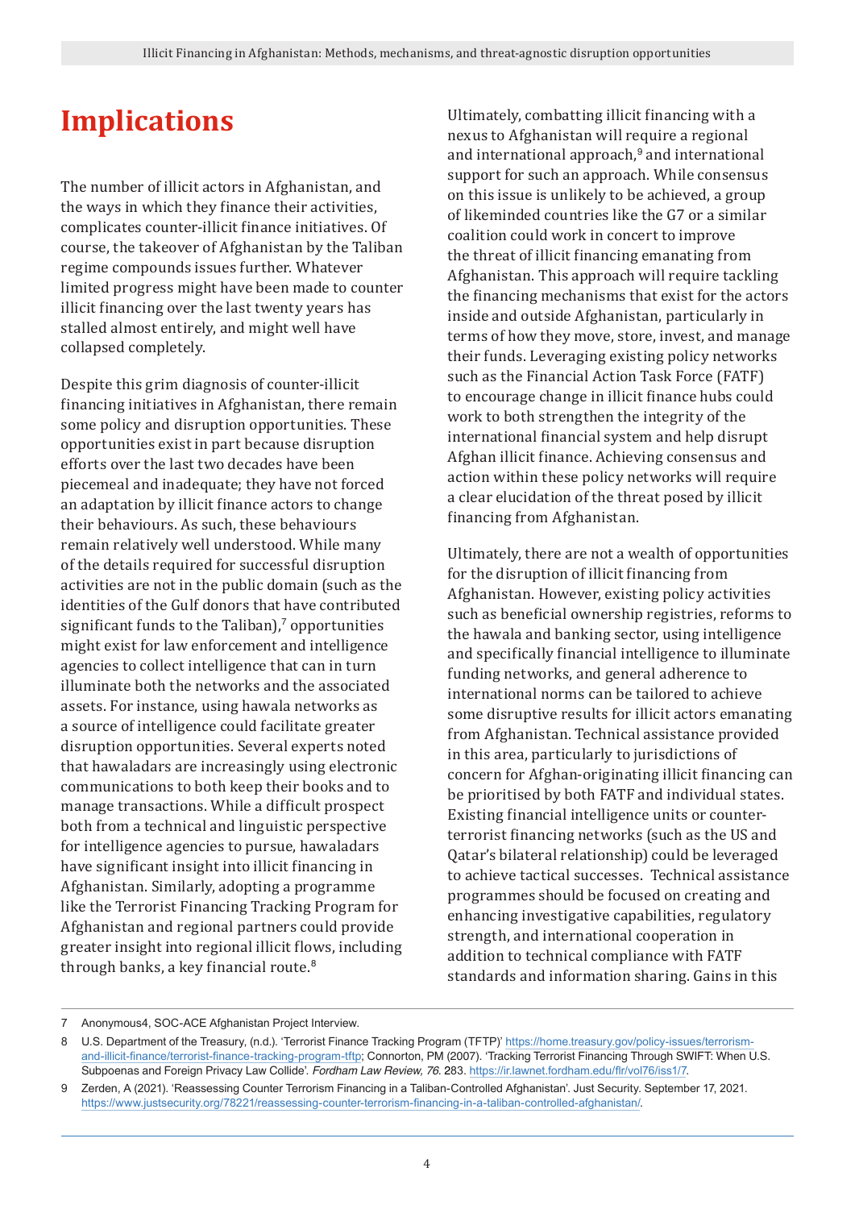# Implications

The number of illicit actors in Afghanistan, and the ways in which they finance their activities, complicates counter-illicit finance initiatives. Of course, the takeover of Afghanistan by the Taliban regime compounds issues further. Whatever limited progress might have been made to counter illicit financing over the last twenty years has stalled almost entirely, and might well have collapsed completely.

Despite this grim diagnosis of counter-illicit financing initiatives in Afghanistan, there remain some policy and disruption opportunities. These opportunities exist in part because disruption efforts over the last two decades have been piecemeal and inadequate; they have not forced an adaptation by illicit finance actors to change their behaviours. As such, these behaviours remain relatively well understood. While many of the details required for successful disruption activities are not in the public domain (such as the identities of the Gulf donors that have contributed significant funds to the Taliban),[7] opportunities might exist for law enforcement and intelligence agencies to collect intelligence that can in turn illuminate both the networks and the associated assets. For instance, using hawala networks as a source of intelligence could facilitate greater disruption opportunities. Several experts noted that hawaladars are increasingly using electronic communications to both keep their books and to manage transactions. While a difficult prospect both from a technical and linguistic perspective for intelligence agencies to pursue, hawaladars have significant insight into illicit financing in Afghanistan. Similarly, adopting a programme like the Terrorist Financing Tracking Program for Afghanistan and regional partners could provide greater insight into regional illicit flows, including through banks, a key financial route.[8]

Ultimately, combatting illicit financing with a nexus to Afghanistan will require a regional and international approach,[9] and international support for such an approach. While consensus on this issue is unlikely to be achieved, a group of likeminded countries like the G7 or a similar coalition could work in concert to improve the threat of illicit financing emanating from Afghanistan. This approach will require tackling the financing mechanisms that exist for the actors inside and outside Afghanistan, particularly in terms of how they move, store, invest, and manage their funds. Leveraging existing policy networks such as the Financial Action Task Force (FATF) to encourage change in illicit finance hubs could work to both strengthen the integrity of the international financial system and help disrupt Afghan illicit finance. Achieving consensus and action within these policy networks will require a clear elucidation of the threat posed by illicit financing from Afghanistan.

Ultimately, there are not a wealth of opportunities for the disruption of illicit financing from Afghanistan. However, existing policy activities such as beneficial ownership registries, reforms to the hawala and banking sector, using intelligence and specifically financial intelligence to illuminate funding networks, and general adherence to international norms can be tailored to achieve some disruptive results for illicit actors emanating from Afghanistan. Technical assistance provided in this area, particularly to jurisdictions of concern for Afghan-originating illicit financing can be prioritised by both FATF and individual states. Existing financial intelligence units or counter-terrorist financing networks (such as the US and Qatar's bilateral relationship) could be leveraged to achieve tactical successes. Technical assistance programmes should be focused on creating and enhancing investigative capabilities, regulatory strength, and international cooperation in addition to technical compliance with FATF standards and information sharing. Gains in this

---

7 Anonymous4, SOC-ACE Afghanistan Project Interview.

8 U.S. Department of the Treasury, (n.d.). 'Terrorist Finance Tracking Program (TFTP)' https://home.treasury.gov/policy-issues/terrorism-and-illicit-finance/terrorist-finance-tracking-program-tftp; Connorton, PM (2007). 'Tracking Terrorist Financing Through SWIFT: When U.S. Subpoenas and Foreign Privacy Law Collide'. *Fordham Law Review, 76.* 283. https://ir.lawnet.fordham.edu/flr/vol76/iss1/7.

9 Zerden, A (2021). 'Reassessing Counter Terrorism Financing in a Taliban-Controlled Afghanistan'. Just Security. September 17, 2021. https://www.justsecurity.org/78221/reassessing-counter-terrorism-financing-in-a-taliban-controlled-afghanistan/.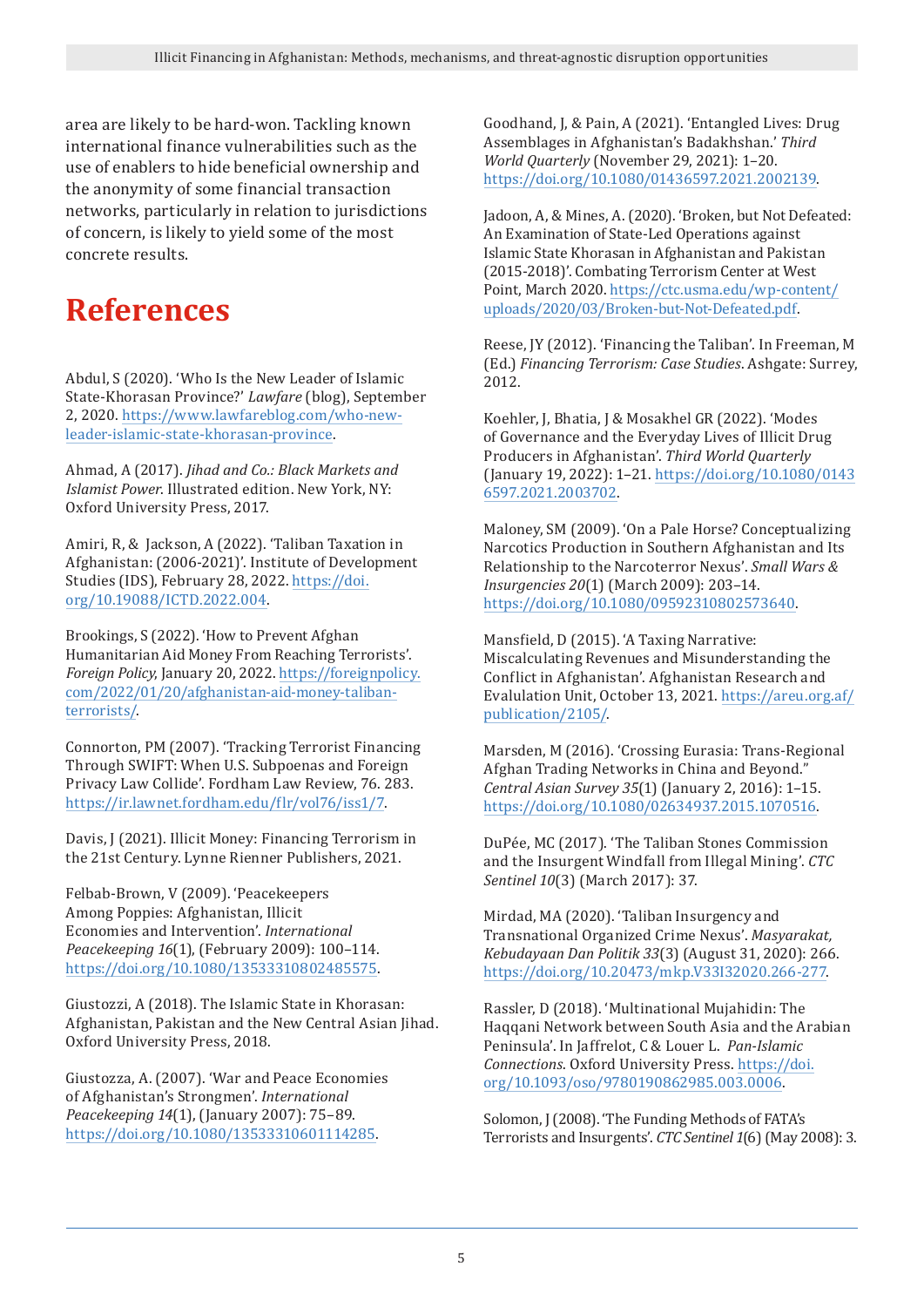area are likely to be hard-won. Tackling known international finance vulnerabilities such as the use of enablers to hide beneficial ownership and the anonymity of some financial transaction networks, particularly in relation to jurisdictions of concern, is likely to yield some of the most concrete results.

# References

Abdul, S (2020). 'Who Is the New Leader of Islamic State-Khorasan Province?' *Lawfare* (blog), September 2, 2020. https://www.lawfareblog.com/who-new-leader-islamic-state-khorasan-province.

Ahmad, A (2017). *Jihad and Co.: Black Markets and Islamist Power*. Illustrated edition. New York, NY: Oxford University Press, 2017.

Amiri, R, & Jackson, A (2022). 'Taliban Taxation in Afghanistan: (2006-2021)'. Institute of Development Studies (IDS), February 28, 2022. https://doi.org/10.19088/ICTD.2022.004.

Brookings, S (2022). 'How to Prevent Afghan Humanitarian Aid Money From Reaching Terrorists'. *Foreign Policy*, January 20, 2022. https://foreignpolicy.com/2022/01/20/afghanistan-aid-money-taliban-terrorists/.

Connorton, PM (2007). 'Tracking Terrorist Financing Through SWIFT: When U.S. Subpoenas and Foreign Privacy Law Collide'. Fordham Law Review, 76. 283. https://ir.lawnet.fordham.edu/flr/vol76/iss1/7.

Davis, J (2021). Illicit Money: Financing Terrorism in the 21st Century. Lynne Rienner Publishers, 2021.

Felbab-Brown, V (2009). 'Peacekeepers Among Poppies: Afghanistan, Illicit Economies and Intervention'. *International Peacekeeping 16*(1), (February 2009): 100–114. https://doi.org/10.1080/13533310802485575.

Giustozzi, A (2018). The Islamic State in Khorasan: Afghanistan, Pakistan and the New Central Asian Jihad. Oxford University Press, 2018.

Giustozza, A. (2007). 'War and Peace Economies of Afghanistan's Strongmen'. *International Peacekeeping 14*(1), (January 2007): 75–89. https://doi.org/10.1080/13533310601114285.

Goodhand, J, & Pain, A (2021). 'Entangled Lives: Drug Assemblages in Afghanistan's Badakhshan.' *Third World Quarterly* (November 29, 2021): 1–20. https://doi.org/10.1080/01436597.2021.2002139.

Jadoon, A, & Mines, A. (2020). 'Broken, but Not Defeated: An Examination of State-Led Operations against Islamic State Khorasan in Afghanistan and Pakistan (2015-2018)'. Combating Terrorism Center at West Point, March 2020. https://ctc.usma.edu/wp-content/uploads/2020/03/Broken-but-Not-Defeated.pdf.

Reese, JY (2012). 'Financing the Taliban'. In Freeman, M (Ed.) *Financing Terrorism: Case Studies*. Ashgate: Surrey, 2012.

Koehler, J, Bhatia, J & Mosakhel GR (2022). 'Modes of Governance and the Everyday Lives of Illicit Drug Producers in Afghanistan'. *Third World Quarterly* (January 19, 2022): 1–21. https://doi.org/10.1080/01436597.2021.2003702.

Maloney, SM (2009). 'On a Pale Horse? Conceptualizing Narcotics Production in Southern Afghanistan and Its Relationship to the Narcoterror Nexus'. *Small Wars & Insurgencies 20*(1) (March 2009): 203–14. https://doi.org/10.1080/09592310802573640.

Mansfield, D (2015). 'A Taxing Narrative: Miscalculating Revenues and Misunderstanding the Conflict in Afghanistan'. Afghanistan Research and Evaluation Unit, October 13, 2021. https://areu.org.af/publication/2105/.

Marsden, M (2016). 'Crossing Eurasia: Trans-Regional Afghan Trading Networks in China and Beyond." *Central Asian Survey 35*(1) (January 2, 2016): 1–15. https://doi.org/10.1080/02634937.2015.1070516.

DuPée, MC (2017). 'The Taliban Stones Commission and the Insurgent Windfall from Illegal Mining'. *CTC Sentinel 10*(3) (March 2017): 37.

Mirdad, MA (2020). 'Taliban Insurgency and Transnational Organized Crime Nexus'. *Masyarakat, Kebudayaan Dan Politik 33*(3) (August 31, 2020): 266. https://doi.org/10.20473/mkp.V33I32020.266-277.

Rassler, D (2018). 'Multinational Mujahidin: The Haqqani Network between South Asia and the Arabian Peninsula'. In Jaffrelot, C & Louer L. *Pan-Islamic Connections*. Oxford University Press. https://doi.org/10.1093/oso/9780190862985.003.0006.

Solomon, J (2008). 'The Funding Methods of FATA's Terrorists and Insurgents'. *CTC Sentinel 1*(6) (May 2008): 3.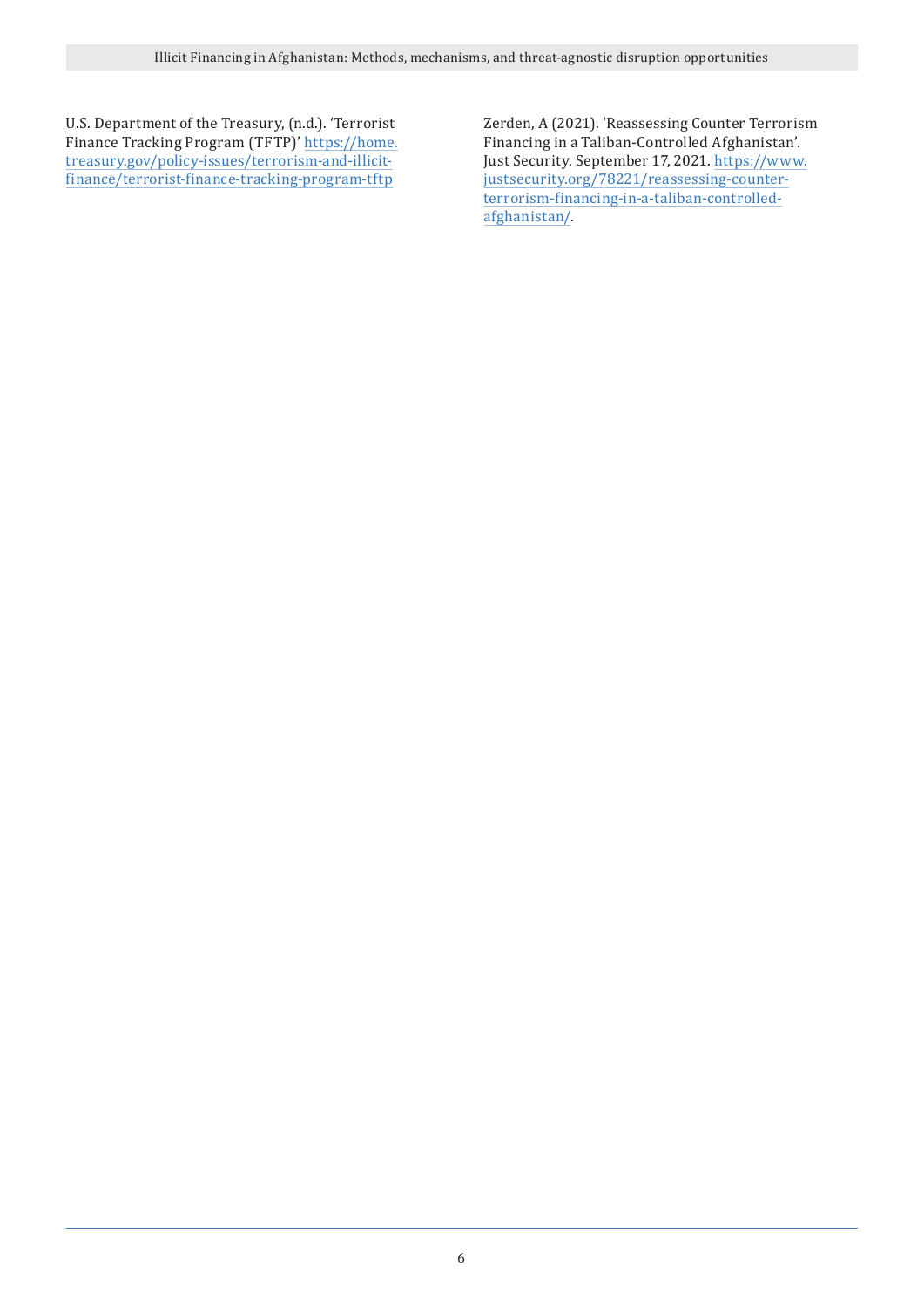U.S. Department of the Treasury, (n.d.). 'Terrorist Finance Tracking Program (TFTP)' https://home.treasury.gov/policy-issues/terrorism-and-illicit-finance/terrorist-finance-tracking-program-tftp

Zerden, A (2021). 'Reassessing Counter Terrorism Financing in a Taliban-Controlled Afghanistan'. Just Security. September 17, 2021. https://www.justsecurity.org/78221/reassessing-counter-terrorism-financing-in-a-taliban-controlled-afghanistan/.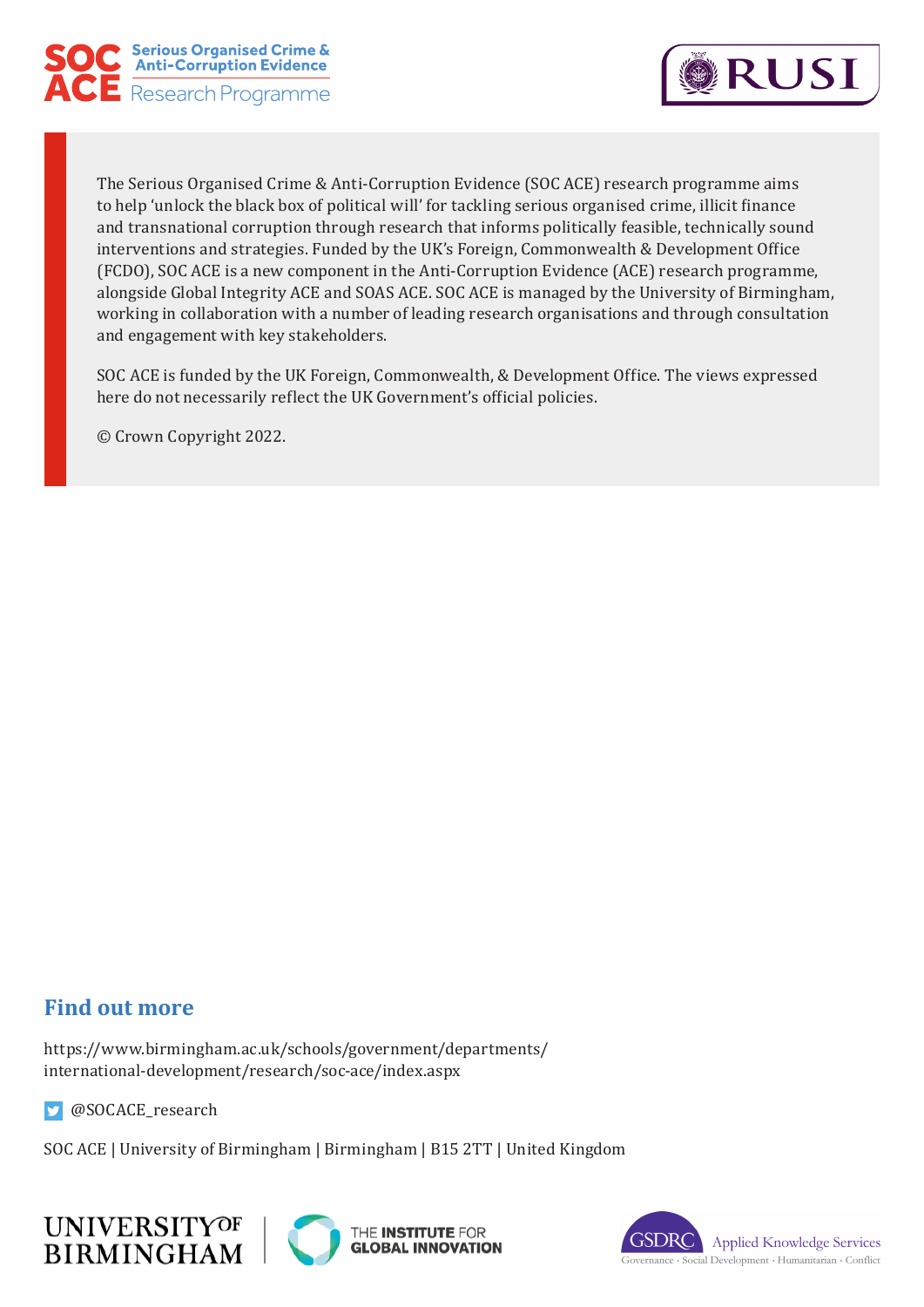The Serious Organised Crime & Anti-Corruption Evidence (SOC ACE) research programme aims to help 'unlock the black box of political will' for tackling serious organised crime, illicit finance and transnational corruption through research that informs politically feasible, technically sound interventions and strategies. Funded by the UK's Foreign, Commonwealth & Development Office (FCDO), SOC ACE is a new component in the Anti-Corruption Evidence (ACE) research programme, alongside Global Integrity ACE and SOAS ACE. SOC ACE is managed by the University of Birmingham, working in collaboration with a number of leading research organisations and through consultation and engagement with key stakeholders.

SOC ACE is funded by the UK Foreign, Commonwealth, & Development Office. The views expressed here do not necessarily reflect the UK Government's official policies.

© Crown Copyright 2022.

## Find out more

https://www.birmingham.ac.uk/schools/government/departments/international-development/research/soc-ace/index.aspx

@SOCACE_research

SOC ACE | University of Birmingham | Birmingham | B15 2TT | United Kingdom